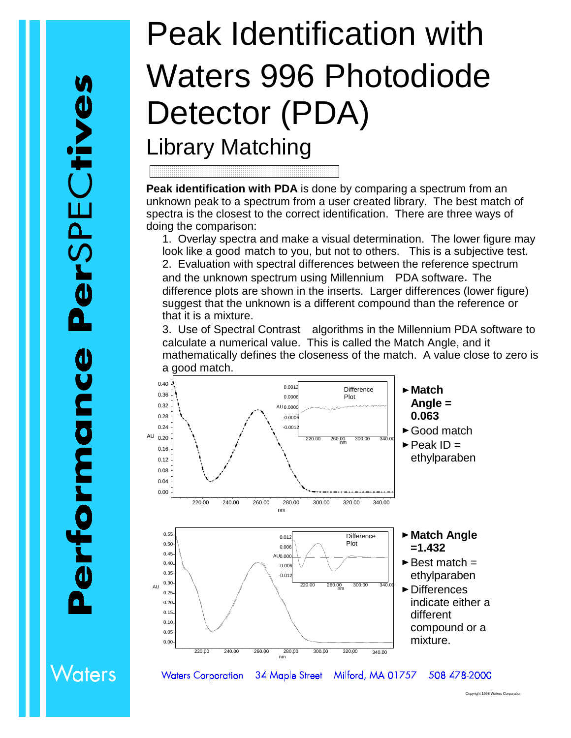# Peak Identification with Waters 996 Photodiode Detector (PDA)

## Library Matching

**Peak identification with PDA** is done by comparing a spectrum from an unknown peak to a spectrum from a user created library. The best match of spectra is the closest to the correct identification. There are three ways of doing the comparison:

1. Overlay spectra and make a visual determination. The lower figure may look like a good match to you, but not to others. This is a subjective test.
2. Evaluation with spectral differences between the reference spectrum and the unknown spectrum using Millennium PDA software. The difference plots are shown in the inserts. Larger differences (lower figure) suggest that the unknown is a different compound than the reference or that it is a mixture.
3. Use of Spectral Contrast algorithms in the Millennium PDA software to calculate a numerical value. This is called the Match Angle, and it mathematically defines the closeness of the match. A value close to zero is a good match.

- **Match Angle = 0.063**
- Good match
- Peak ID = ethylparaben

- **Match Angle =1.432**
- Best match = ethylparaben
- Differences indicate either a different compound or a mixture.

Waters Corporation 34 Maple Street Milford, MA 01757 508 478-2000

Copyright 1998 Waters Corporation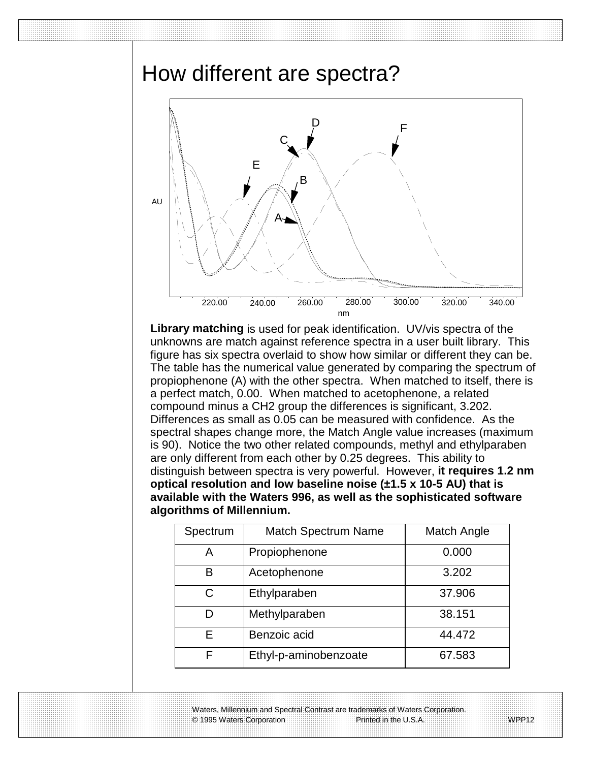# How different are spectra?

D
F
C
E
B
AU
A
220.00
240.00
260.00
280.00
300.00
320.00
340.00
nm

**Library matching** is used for peak identification. UV/vis spectra of the unknowns are match against reference spectra in a user built library. This figure has six spectra overlaid to show how similar or different they can be. The table has the numerical value generated by comparing the spectrum of propiophenone (A) with the other spectra. When matched to itself, there is a perfect match, 0.00. When matched to acetophenone, a related compound minus a CH2 group the differences is significant, 3.202. Differences as small as 0.05 can be measured with confidence. As the spectral shapes change more, the Match Angle value increases (maximum is 90). Notice the two other related compounds, methyl and ethylparaben are only different from each other by 0.25 degrees. This ability to distinguish between spectra is very powerful. However, **it requires 1.2 nm optical resolution and low baseline noise (±1.5 x 10-5 AU) that is available with the Waters 996, as well as the sophisticated software algorithms of Millennium.**

| Spectrum | Match Spectrum Name | Match Angle |
|---|---|---|
| A | Propiophenone | 0.000 |
| B | Acetophenone | 3.202 |
| C | Ethylparaben | 37.906 |
| D | Methylparaben | 38.151 |
| E | Benzoic acid | 44.472 |
| F | Ethyl-p-aminobenzoate | 67.583 |

Waters, Millennium and Spectral Contrast are trademarks of Waters Corporation.
© 1995 Waters Corporation Printed in the U.S.A. WPP12